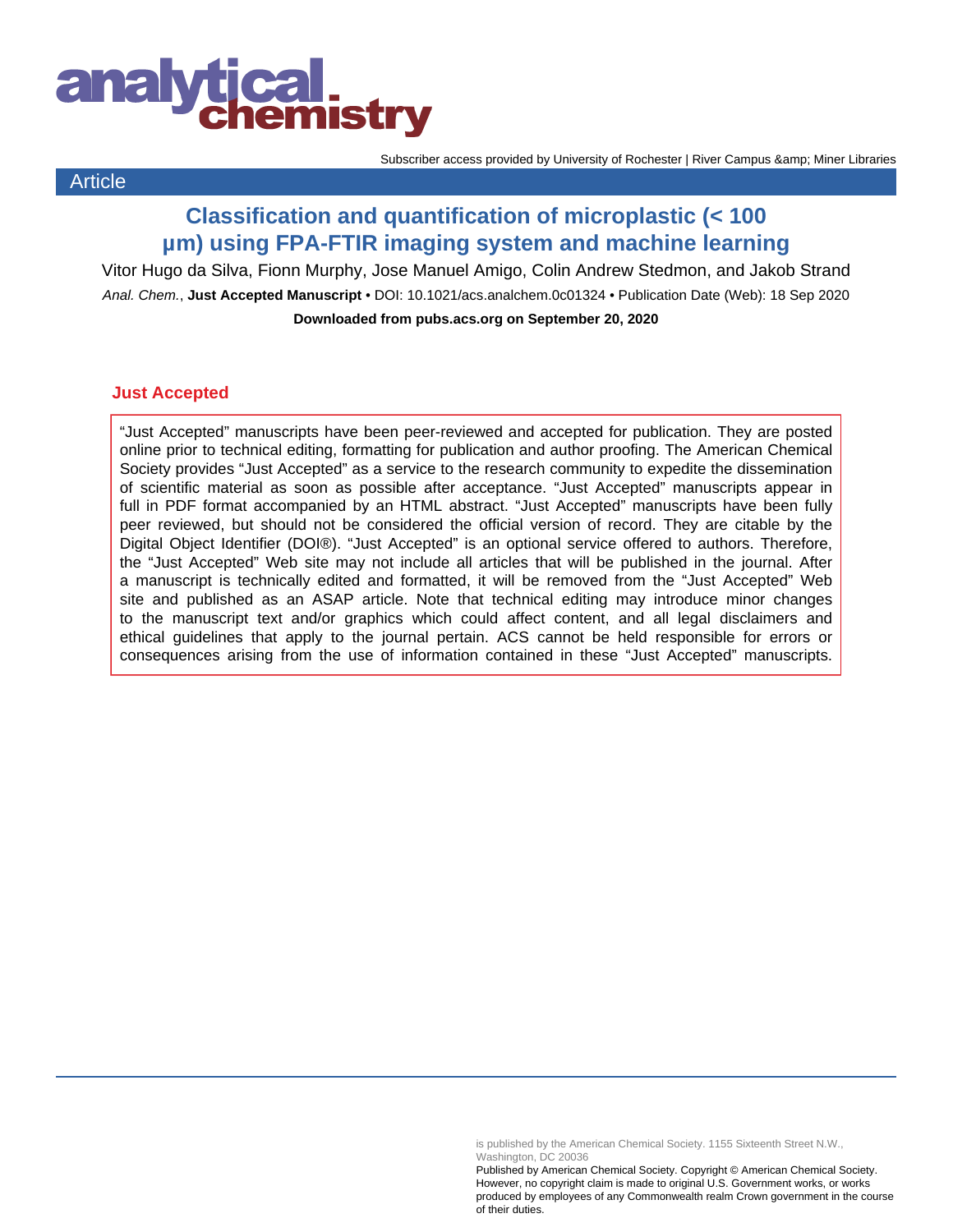Subscriber access provided by University of Rochester | River Campus &amp; Miner Libraries

Article

# Classification and quantification of microplastic (< 100 µm) using FPA-FTIR imaging system and machine learning

Vitor Hugo da Silva, Fionn Murphy, Jose Manuel Amigo, Colin Andrew Stedmon, and Jakob Strand

*Anal. Chem.*, **Just Accepted Manuscript** • DOI: 10.1021/acs.analchem.0c01324 • Publication Date (Web): 18 Sep 2020

**Downloaded from pubs.acs.org on September 20, 2020**

## Just Accepted

"Just Accepted" manuscripts have been peer-reviewed and accepted for publication. They are posted online prior to technical editing, formatting for publication and author proofing. The American Chemical Society provides "Just Accepted" as a service to the research community to expedite the dissemination of scientific material as soon as possible after acceptance. "Just Accepted" manuscripts appear in full in PDF format accompanied by an HTML abstract. "Just Accepted" manuscripts have been fully peer reviewed, but should not be considered the official version of record. They are citable by the Digital Object Identifier (DOI®). "Just Accepted" is an optional service offered to authors. Therefore, the "Just Accepted" Web site may not include all articles that will be published in the journal. After a manuscript is technically edited and formatted, it will be removed from the "Just Accepted" Web site and published as an ASAP article. Note that technical editing may introduce minor changes to the manuscript text and/or graphics which could affect content, and all legal disclaimers and ethical guidelines that apply to the journal pertain. ACS cannot be held responsible for errors or consequences arising from the use of information contained in these "Just Accepted" manuscripts.

is published by the American Chemical Society. 1155 Sixteenth Street N.W., Washington, DC 20036

Published by American Chemical Society. Copyright © American Chemical Society. However, no copyright claim is made to original U.S. Government works, or works produced by employees of any Commonwealth realm Crown government in the course of their duties.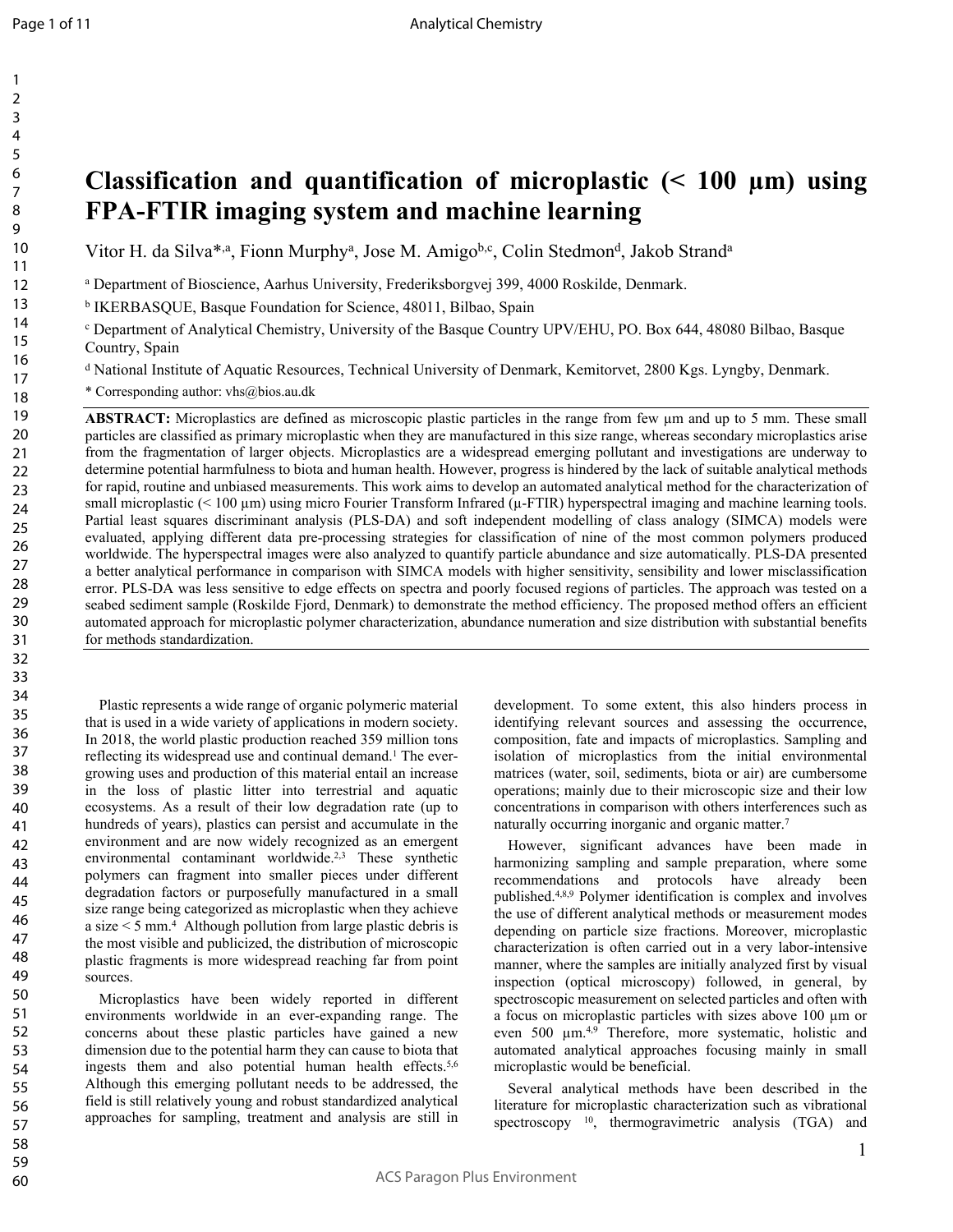# Classification and quantification of microplastic (< 100 µm) using FPA-FTIR imaging system and machine learning

Vitor H. da Silva*[,a], Fionn Murphy[a], Jose M. Amigo[b,c], Colin Stedmon[d], Jakob Strand[a]

[a] Department of Bioscience, Aarhus University, Frederiksborgvej 399, 4000 Roskilde, Denmark.

[b] IKERBASQUE, Basque Foundation for Science, 48011, Bilbao, Spain

[c] Department of Analytical Chemistry, University of the Basque Country UPV/EHU, PO. Box 644, 48080 Bilbao, Basque Country, Spain

[d] National Institute of Aquatic Resources, Technical University of Denmark, Kemitorvet, 2800 Kgs. Lyngby, Denmark.

\* Corresponding author: vhs@bios.au.dk

**ABSTRACT:** Microplastics are defined as microscopic plastic particles in the range from few µm and up to 5 mm. These small particles are classified as primary microplastic when they are manufactured in this size range, whereas secondary microplastics arise from the fragmentation of larger objects. Microplastics are a widespread emerging pollutant and investigations are underway to determine potential harmfulness to biota and human health. However, progress is hindered by the lack of suitable analytical methods for rapid, routine and unbiased measurements. This work aims to develop an automated analytical method for the characterization of small microplastic (< 100 µm) using micro Fourier Transform Infrared (µ-FTIR) hyperspectral imaging and machine learning tools. Partial least squares discriminant analysis (PLS-DA) and soft independent modelling of class analogy (SIMCA) models were evaluated, applying different data pre-processing strategies for classification of nine of the most common polymers produced worldwide. The hyperspectral images were also analyzed to quantify particle abundance and size automatically. PLS-DA presented a better analytical performance in comparison with SIMCA models with higher sensitivity, sensibility and lower misclassification error. PLS-DA was less sensitive to edge effects on spectra and poorly focused regions of particles. The approach was tested on a seabed sediment sample (Roskilde Fjord, Denmark) to demonstrate the method efficiency. The proposed method offers an efficient automated approach for microplastic polymer characterization, abundance numeration and size distribution with substantial benefits for methods standardization.

Plastic represents a wide range of organic polymeric material that is used in a wide variety of applications in modern society. In 2018, the world plastic production reached 359 million tons reflecting its widespread use and continual demand.[1] The ever-growing uses and production of this material entail an increase in the loss of plastic litter into terrestrial and aquatic ecosystems. As a result of their low degradation rate (up to hundreds of years), plastics can persist and accumulate in the environment and are now widely recognized as an emergent environmental contaminant worldwide.[2,3] These synthetic polymers can fragment into smaller pieces under different degradation factors or purposefully manufactured in a small size range being categorized as microplastic when they achieve a size < 5 mm.[4] Although pollution from large plastic debris is the most visible and publicized, the distribution of microscopic plastic fragments is more widespread reaching far from point sources.

Microplastics have been widely reported in different environments worldwide in an ever-expanding range. The concerns about these plastic particles have gained a new dimension due to the potential harm they can cause to biota that ingests them and also potential human health effects.[5,6] Although this emerging pollutant needs to be addressed, the field is still relatively young and robust standardized analytical approaches for sampling, treatment and analysis are still in development. To some extent, this also hinders process in identifying relevant sources and assessing the occurrence, composition, fate and impacts of microplastics. Sampling and isolation of microplastics from the initial environmental matrices (water, soil, sediments, biota or air) are cumbersome operations; mainly due to their microscopic size and their low concentrations in comparison with others interferences such as naturally occurring inorganic and organic matter.[7]

However, significant advances have been made in harmonizing sampling and sample preparation, where some recommendations and protocols have already been published.[4,8,9] Polymer identification is complex and involves the use of different analytical methods or measurement modes depending on particle size fractions. Moreover, microplastic characterization is often carried out in a very labor-intensive manner, where the samples are initially analyzed first by visual inspection (optical microscopy) followed, in general, by spectroscopic measurement on selected particles and often with a focus on microplastic particles with sizes above 100 µm or even 500 µm.[4,9] Therefore, more systematic, holistic and automated analytical approaches focusing mainly in small microplastic would be beneficial.

Several analytical methods have been described in the literature for microplastic characterization such as vibrational spectroscopy [10], thermogravimetric analysis (TGA) and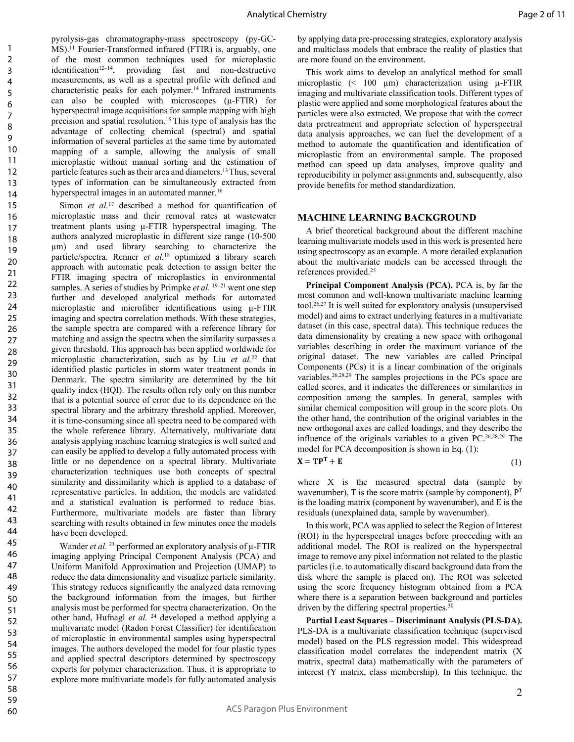pyrolysis-gas chromatography-mass spectroscopy (py-GC-MS).[11] Fourier-Transformed infrared (FTIR) is, arguably, one of the most common techniques used for microplastic identification[12–14], providing fast and non-destructive measurements, as well as a spectral profile with defined and characteristic peaks for each polymer.[14] Infrared instruments can also be coupled with microscopes (μ-FTIR) for hyperspectral image acquisitions for sample mapping with high precision and spatial resolution.[15] This type of analysis has the advantage of collecting chemical (spectral) and spatial information of several particles at the same time by automated mapping of a sample, allowing the analysis of small microplastic without manual sorting and the estimation of particle features such as their area and diameters.[13] Thus, several types of information can be simultaneously extracted from hyperspectral images in an automated manner.[16]

Simon *et al.*[17] described a method for quantification of microplastic mass and their removal rates at wastewater treatment plants using μ-FTIR hyperspectral imaging. The authors analyzed microplastic in different size range (10-500 μm) and used library searching to characterize the particle/spectra. Renner *et al.*[18] optimized a library search approach with automatic peak detection to assign better the FTIR imaging spectra of microplastics in environmental samples. A series of studies by Primpke *et al.* [19–21] went one step further and developed analytical methods for automated microplastic and microfiber identifications using μ-FTIR imaging and spectra correlation methods. With these strategies, the sample spectra are compared with a reference library for matching and assign the spectra when the similarity surpasses a given threshold. This approach has been applied worldwide for microplastic characterization, such as by Liu *et al.*[22] that identified plastic particles in storm water treatment ponds in Denmark. The spectra similarity are determined by the hit quality index (HQI). The results often rely only on this number that is a potential source of error due to its dependence on the spectral library and the arbitrary threshold applied. Moreover, it is time-consuming since all spectra need to be compared with the whole reference library. Alternatively, multivariate data analysis applying machine learning strategies is well suited and can easily be applied to develop a fully automated process with little or no dependence on a spectral library. Multivariate characterization techniques use both concepts of spectral similarity and dissimilarity which is applied to a database of representative particles. In addition, the models are validated and a statistical evaluation is performed to reduce bias. Furthermore, multivariate models are faster than library searching with results obtained in few minutes once the models have been developed.

Wander *et al.* [23] performed an exploratory analysis of μ-FTIR imaging applying Principal Component Analysis (PCA) and Uniform Manifold Approximation and Projection (UMAP) to reduce the data dimensionality and visualize particle similarity. This strategy reduces significantly the analyzed data removing the background information from the images, but further analysis must be performed for spectra characterization. On the other hand, Hufnagl *et al.* [24] developed a method applying a multivariate model (Radon Forest Classifier) for identification of microplastic in environmental samples using hyperspectral images. The authors developed the model for four plastic types and applied spectral descriptors determined by spectroscopy experts for polymer characterization. Thus, it is appropriate to explore more multivariate models for fully automated analysis by applying data pre-processing strategies, exploratory analysis and multiclass models that embrace the reality of plastics that are more found on the environment.

This work aims to develop an analytical method for small microplastic (< 100 μm) characterization using μ-FTIR imaging and multivariate classification tools. Different types of plastic were applied and some morphological features about the particles were also extracted. We propose that with the correct data pretreatment and appropriate selection of hyperspectral data analysis approaches, we can fuel the development of a method to automate the quantification and identification of microplastic from an environmental sample. The proposed method can speed up data analyses, improve quality and reproducibility in polymer assignments and, subsequently, also provide benefits for method standardization.

## MACHINE LEARNING BACKGROUND

A brief theoretical background about the different machine learning multivariate models used in this work is presented here using spectroscopy as an example. A more detailed explanation about the multivariate models can be accessed through the references provided.[25]

**Principal Component Analysis (PCA).** PCA is, by far the most common and well-known multivariate machine learning tool.[26,27] It is well suited for exploratory analysis (unsupervised model) and aims to extract underlying features in a multivariate dataset (in this case, spectral data). This technique reduces the data dimensionality by creating a new space with orthogonal variables describing in order the maximum variance of the original dataset. The new variables are called Principal Components (PCs) it is a linear combination of the originals variables.[26,28,29] The samples projections in the PCs space are called scores, and it indicates the differences or similarities in composition among the samples. In general, samples with similar chemical composition will group in the score plots. On the other hand, the contribution of the original variables in the new orthogonal axes are called loadings, and they describe the influence of the originals variables to a given PC.[26,28,29] The model for PCA decomposition is shown in Eq. (1):

$$\mathbf{X} = \mathbf{T}\mathbf{P}^{\mathbf{T}} + \mathbf{E} \tag{1}$$

where X is the measured spectral data (sample by wavenumber), T is the score matrix (sample by component), $P^T$ is the loading matrix (component by wavenumber), and E is the residuals (unexplained data, sample by wavenumber).

In this work, PCA was applied to select the Region of Interest (ROI) in the hyperspectral images before proceeding with an additional model. The ROI is realized on the hyperspectral image to remove any pixel information not related to the plastic particles (i.e. to automatically discard background data from the disk where the sample is placed on). The ROI was selected using the score frequency histogram obtained from a PCA where there is a separation between background and particles driven by the differing spectral properties.[30]

**Partial Least Squares – Discriminant Analysis (PLS-DA).** PLS-DA is a multivariate classification technique (supervised model) based on the PLS regression model. This widespread classification model correlates the independent matrix (X matrix, spectral data) mathematically with the parameters of interest (Y matrix, class membership). In this technique, the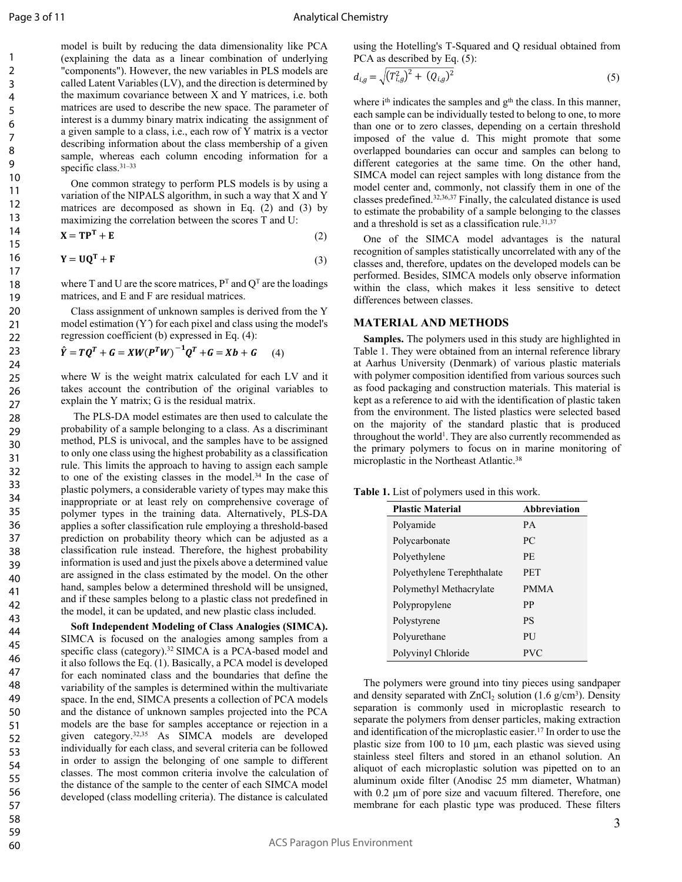model is built by reducing the data dimensionality like PCA (explaining the data as a linear combination of underlying "components"). However, the new variables in PLS models are called Latent Variables (LV), and the direction is determined by the maximum covariance between X and Y matrices, i.e. both matrices are used to describe the new space. The parameter of interest is a dummy binary matrix indicating the assignment of a given sample to a class, i.e., each row of Y matrix is a vector describing information about the class membership of a given sample, whereas each column encoding information for a specific class.[31–33]

One common strategy to perform PLS models is by using a variation of the NIPALS algorithm, in such a way that X and Y matrices are decomposed as shown in Eq. (2) and (3) by maximizing the correlation between the scores T and U:

$$\mathbf{X} = \mathbf{T}\mathbf{P}^{\mathbf{T}} + \mathbf{E} \tag{2}$$

$$\mathbf{Y} = \mathbf{U}\mathbf{Q}^{\mathbf{T}} + \mathbf{F} \tag{3}$$

where T and U are the score matrices, $P^T$ and $Q^T$ are the loadings matrices, and E and F are residual matrices.

Class assignment of unknown samples is derived from the Y model estimation ($\hat{Y}$) for each pixel and class using the model's regression coefficient (b) expressed in Eq. (4):

$$\hat{\boldsymbol{Y}} = \boldsymbol{T}\boldsymbol{Q}^{\boldsymbol{T}} + \boldsymbol{G} = \boldsymbol{X}\boldsymbol{W}(\boldsymbol{P}^{\boldsymbol{T}}\boldsymbol{W})^{-\mathbf{1}}\boldsymbol{Q}^{\boldsymbol{T}} + \boldsymbol{G} = \boldsymbol{X}\boldsymbol{b} + \boldsymbol{G} \tag{4}$$

where W is the weight matrix calculated for each LV and it takes account the contribution of the original variables to explain the Y matrix; G is the residual matrix.

The PLS-DA model estimates are then used to calculate the probability of a sample belonging to a class. As a discriminant method, PLS is univocal, and the samples have to be assigned to only one class using the highest probability as a classification rule. This limits the approach to having to assign each sample to one of the existing classes in the model.[34] In the case of plastic polymers, a considerable variety of types may make this inappropriate or at least rely on comprehensive coverage of polymer types in the training data. Alternatively, PLS-DA applies a softer classification rule employing a threshold-based prediction on probability theory which can be adjusted as a classification rule instead. Therefore, the highest probability information is used and just the pixels above a determined value are assigned in the class estimated by the model. On the other hand, samples below a determined threshold will be unsigned, and if these samples belong to a plastic class not predefined in the model, it can be updated, and new plastic class included.

**Soft Independent Modeling of Class Analogies (SIMCA).** SIMCA is focused on the analogies among samples from a specific class (category).[32] SIMCA is a PCA-based model and it also follows the Eq. (1). Basically, a PCA model is developed for each nominated class and the boundaries that define the variability of the samples is determined within the multivariate space. In the end, SIMCA presents a collection of PCA models and the distance of unknown samples projected into the PCA models are the base for samples acceptance or rejection in a given category.[32,35] As SIMCA models are developed individually for each class, and several criteria can be followed in order to assign the belonging of one sample to different classes. The most common criteria involve the calculation of the distance of the sample to the center of each SIMCA model developed (class modelling criteria). The distance is calculated using the Hotelling's T-Squared and Q residual obtained from PCA as described by Eq. (5):

$$d_{i,g} = \sqrt{\left(T_{i,g}^2\right)^2 + \left(Q_{i,g}\right)^2} \tag{5}$$

where $i^{th}$ indicates the samples and $g^{th}$ the class. In this manner, each sample can be individually tested to belong to one, to more than one or to zero classes, depending on a certain threshold imposed of the value d. This might promote that some overlapped boundaries can occur and samples can belong to different categories at the same time. On the other hand, SIMCA model can reject samples with long distance from the model center and, commonly, not classify them in one of the classes predefined.[32,36,37] Finally, the calculated distance is used to estimate the probability of a sample belonging to the classes and a threshold is set as a classification rule.[31,37]

One of the SIMCA model advantages is the natural recognition of samples statistically uncorrelated with any of the classes and, therefore, updates on the developed models can be performed. Besides, SIMCA models only observe information within the class, which makes it less sensitive to detect differences between classes.

## MATERIAL AND METHODS

**Samples.** The polymers used in this study are highlighted in Table 1. They were obtained from an internal reference library at Aarhus University (Denmark) of various plastic materials with polymer composition identified from various sources such as food packaging and construction materials. This material is kept as a reference to aid with the identification of plastic taken from the environment. The listed plastics were selected based on the majority of the standard plastic that is produced throughout the world[1]. They are also currently recommended as the primary polymers to focus on in marine monitoring of microplastic in the Northeast Atlantic.[38]

**Table 1.** List of polymers used in this work.

| Plastic Material | Abbreviation |
|---|---|
| Polyamide | PA |
| Polycarbonate | PC |
| Polyethylene | PE |
| Polyethylene Terephthalate | PET |
| Polymethyl Methacrylate | PMMA |
| Polypropylene | PP |
| Polystyrene | PS |
| Polyurethane | PU |
| Polyvinyl Chloride | PVC |

The polymers were ground into tiny pieces using sandpaper and density separated with $ZnCl_2$ solution (1.6 g/cm$^3$). Density separation is commonly used in microplastic research to separate the polymers from denser particles, making extraction and identification of the microplastic easier.[17] In order to use the plastic size from 100 to 10 µm, each plastic was sieved using stainless steel filters and stored in an ethanol solution. An aliquot of each microplastic solution was pipetted on to an aluminum oxide filter (Anodisc 25 mm diameter, Whatman) with 0.2 µm of pore size and vacuum filtered. Therefore, one membrane for each plastic type was produced. These filters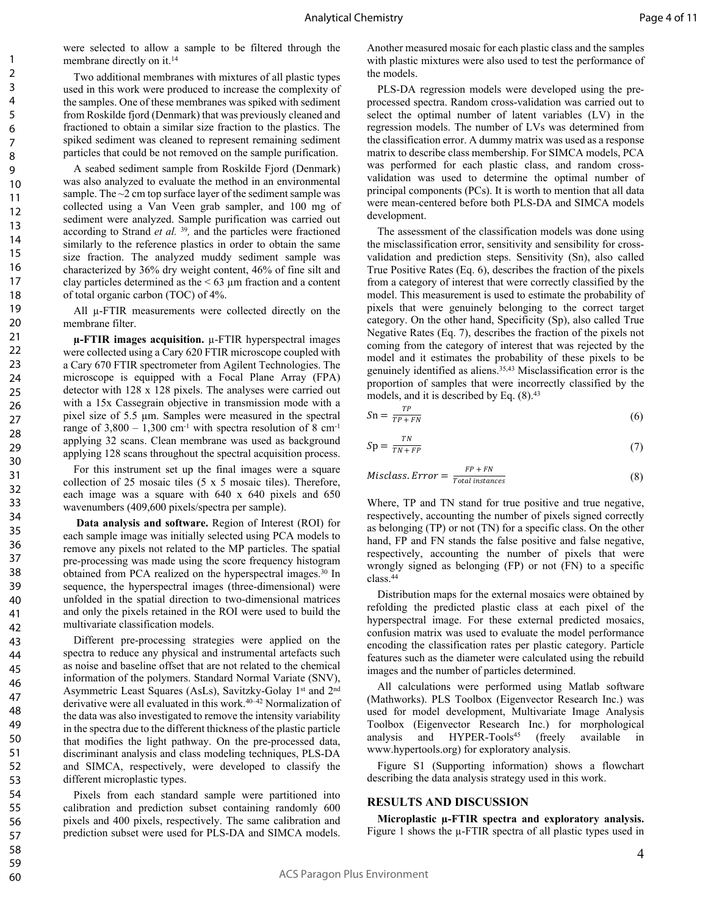were selected to allow a sample to be filtered through the membrane directly on it.[14]

Two additional membranes with mixtures of all plastic types used in this work were produced to increase the complexity of the samples. One of these membranes was spiked with sediment from Roskilde fjord (Denmark) that was previously cleaned and fractioned to obtain a similar size fraction to the plastics. The spiked sediment was cleaned to represent remaining sediment particles that could be not removed on the sample purification.

A seabed sediment sample from Roskilde Fjord (Denmark) was also analyzed to evaluate the method in an environmental sample. The ~2 cm top surface layer of the sediment sample was collected using a Van Veen grab sampler, and 100 mg of sediment were analyzed. Sample purification was carried out according to Strand *et al.* [39], and the particles were fractioned similarly to the reference plastics in order to obtain the same size fraction. The analyzed muddy sediment sample was characterized by 36% dry weight content, 46% of fine silt and clay particles determined as the < 63 μm fraction and a content of total organic carbon (TOC) of 4%.

All μ-FTIR measurements were collected directly on the membrane filter.

**μ-FTIR images acquisition.** μ-FTIR hyperspectral images were collected using a Cary 620 FTIR microscope coupled with a Cary 670 FTIR spectrometer from Agilent Technologies. The microscope is equipped with a Focal Plane Array (FPA) detector with 128 x 128 pixels. The analyses were carried out with a 15x Cassegrain objective in transmission mode with a pixel size of 5.5 μm. Samples were measured in the spectral range of 3,800 – 1,300 $cm^{-1}$ with spectra resolution of 8 $cm^{-1}$ applying 32 scans. Clean membrane was used as background applying 128 scans throughout the spectral acquisition process.

For this instrument set up the final images were a square collection of 25 mosaic tiles (5 x 5 mosaic tiles). Therefore, each image was a square with 640 x 640 pixels and 650 wavenumbers (409,600 pixels/spectra per sample).

**Data analysis and software.** Region of Interest (ROI) for each sample image was initially selected using PCA models to remove any pixels not related to the MP particles. The spatial pre-processing was made using the score frequency histogram obtained from PCA realized on the hyperspectral images.[30] In sequence, the hyperspectral images (three-dimensional) were unfolded in the spatial direction to two-dimensional matrices and only the pixels retained in the ROI were used to build the multivariate classification models.

Different pre-processing strategies were applied on the spectra to reduce any physical and instrumental artefacts such as noise and baseline offset that are not related to the chemical information of the polymers. Standard Normal Variate (SNV), Asymmetric Least Squares (AsLs), Savitzky-Golay 1st and 2nd derivative were all evaluated in this work.[40–42] Normalization of the data was also investigated to remove the intensity variability in the spectra due to the different thickness of the plastic particle that modifies the light pathway. On the pre-processed data, discriminant analysis and class modeling techniques, PLS-DA and SIMCA, respectively, were developed to classify the different microplastic types.

Pixels from each standard sample were partitioned into calibration and prediction subset containing randomly 600 pixels and 400 pixels, respectively. The same calibration and prediction subset were used for PLS-DA and SIMCA models. Another measured mosaic for each plastic class and the samples with plastic mixtures were also used to test the performance of the models.

PLS-DA regression models were developed using the pre-processed spectra. Random cross-validation was carried out to select the optimal number of latent variables (LV) in the regression models. The number of LVs was determined from the classification error. A dummy matrix was used as a response matrix to describe class membership. For SIMCA models, PCA was performed for each plastic class, and random cross-validation was used to determine the optimal number of principal components (PCs). It is worth to mention that all data were mean-centered before both PLS-DA and SIMCA models development.

The assessment of the classification models was done using the misclassification error, sensitivity and sensibility for cross-validation and prediction steps. Sensitivity (Sn), also called True Positive Rates (Eq. 6), describes the fraction of the pixels from a category of interest that were correctly classified by the model. This measurement is used to estimate the probability of pixels that were genuinely belonging to the correct target category. On the other hand, Specificity (Sp), also called True Negative Rates (Eq. 7), describes the fraction of the pixels not coming from the category of interest that was rejected by the model and it estimates the probability of these pixels to be genuinely identified as aliens.[35,43] Misclassification error is the proportion of samples that were incorrectly classified by the models, and it is described by Eq. (8).[43]

$$Sn = \frac{TP}{TP + FN} \tag{6}$$

$$Sp = \frac{TN}{TN + FP} \tag{7}$$

$$Misclass.\ Error = \frac{FP + FN}{Total\ instances} \tag{8}$$

Where, TP and TN stand for true positive and true negative, respectively, accounting the number of pixels signed correctly as belonging (TP) or not (TN) for a specific class. On the other hand, FP and FN stands the false positive and false negative, respectively, accounting the number of pixels that were wrongly signed as belonging (FP) or not (FN) to a specific class.[44]

Distribution maps for the external mosaics were obtained by refolding the predicted plastic class at each pixel of the hyperspectral image. For these external predicted mosaics, confusion matrix was used to evaluate the model performance encoding the classification rates per plastic category. Particle features such as the diameter were calculated using the rebuild images and the number of particles determined.

All calculations were performed using Matlab software (Mathworks). PLS Toolbox (Eigenvector Research Inc.) was used for model development, Multivariate Image Analysis Toolbox (Eigenvector Research Inc.) for morphological analysis and HYPER-Tools[45] (freely available in www.hypertools.org) for exploratory analysis.

Figure S1 (Supporting information) shows a flowchart describing the data analysis strategy used in this work.

## RESULTS AND DISCUSSION

**Microplastic μ-FTIR spectra and exploratory analysis.** Figure 1 shows the μ-FTIR spectra of all plastic types used in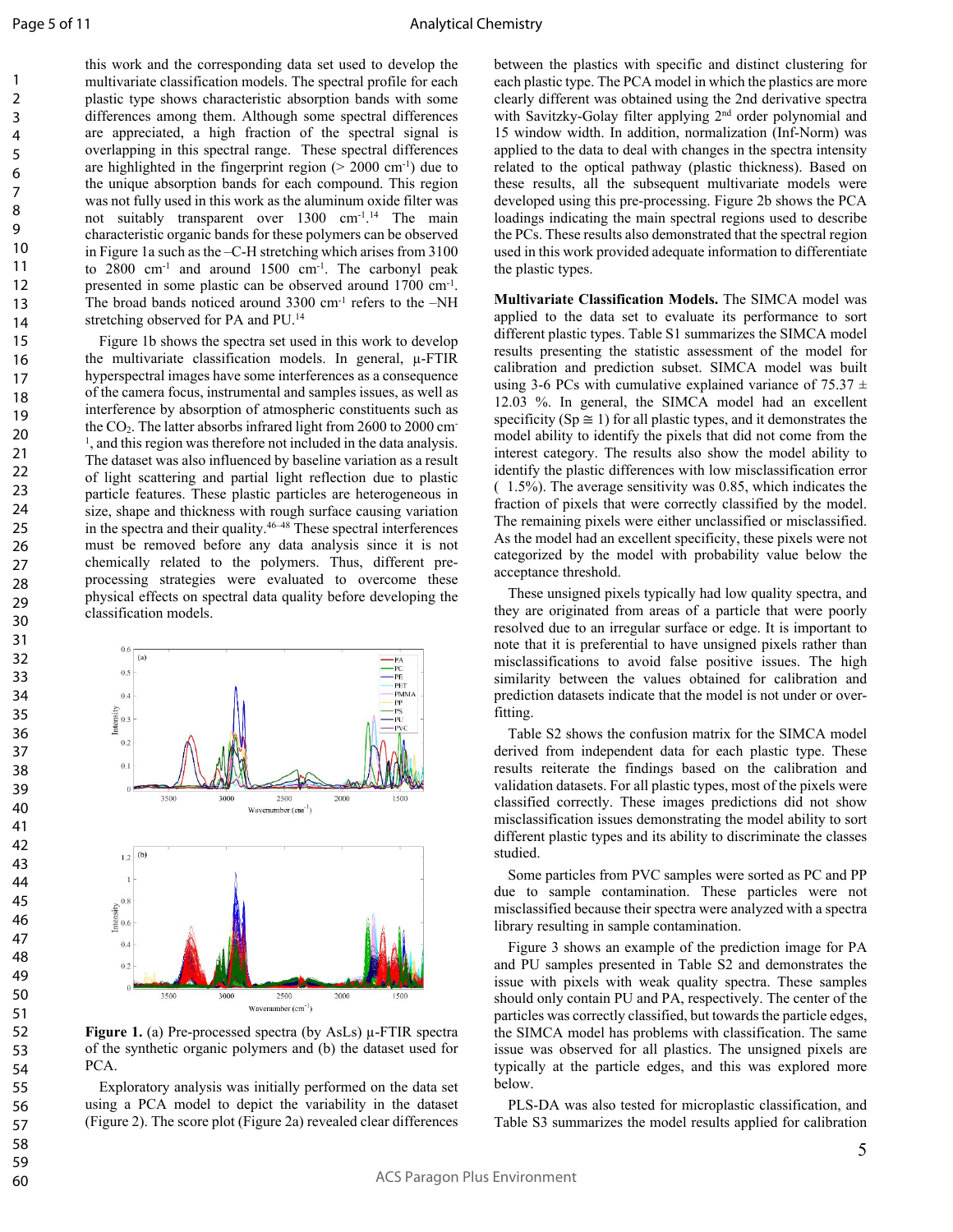this work and the corresponding data set used to develop the multivariate classification models. The spectral profile for each plastic type shows characteristic absorption bands with some differences among them. Although some spectral differences are appreciated, a high fraction of the spectral signal is overlapping in this spectral range. These spectral differences are highlighted in the fingerprint region (> 2000 cm$^{-1}$) due to the unique absorption bands for each compound. This region was not fully used in this work as the aluminum oxide filter was not suitably transparent over 1300 cm$^{-1}$.[14] The main characteristic organic bands for these polymers can be observed in Figure 1a such as the –C-H stretching which arises from 3100 to 2800 cm$^{-1}$ and around 1500 cm$^{-1}$. The carbonyl peak presented in some plastic can be observed around 1700 cm$^{-1}$. The broad bands noticed around 3300 cm$^{-1}$ refers to the –NH stretching observed for PA and PU.[14]

Figure 1b shows the spectra set used in this work to develop the multivariate classification models. In general, μ-FTIR hyperspectral images have some interferences as a consequence of the camera focus, instrumental and samples issues, as well as interference by absorption of atmospheric constituents such as the $CO_2$. The latter absorbs infrared light from 2600 to 2000 cm$^{-1}$, and this region was therefore not included in the data analysis. The dataset was also influenced by baseline variation as a result of light scattering and partial light reflection due to plastic particle features. These plastic particles are heterogeneous in size, shape and thickness with rough surface causing variation in the spectra and their quality.[46–48] These spectral interferences must be removed before any data analysis since it is not chemically related to the polymers. Thus, different pre-processing strategies were evaluated to overcome these physical effects on spectral data quality before developing the classification models.

**Figure 1.** (a) Pre-processed spectra (by AsLs) μ-FTIR spectra of the synthetic organic polymers and (b) the dataset used for PCA.

Exploratory analysis was initially performed on the data set using a PCA model to depict the variability in the dataset (Figure 2). The score plot (Figure 2a) revealed clear differences between the plastics with specific and distinct clustering for each plastic type. The PCA model in which the plastics are more clearly different was obtained using the 2nd derivative spectra with Savitzky-Golay filter applying 2$^{nd}$ order polynomial and 15 window width. In addition, normalization (Inf-Norm) was applied to the data to deal with changes in the spectra intensity related to the optical pathway (plastic thickness). Based on these results, all the subsequent multivariate models were developed using this pre-processing. Figure 2b shows the PCA loadings indicating the main spectral regions used to describe the PCs. These results also demonstrated that the spectral region used in this work provided adequate information to differentiate the plastic types.

**Multivariate Classification Models.** The SIMCA model was applied to the data set to evaluate its performance to sort different plastic types. Table S1 summarizes the SIMCA model results presenting the statistic assessment of the model for calibration and prediction subset. SIMCA model was built using 3-6 PCs with cumulative explained variance of 75.37 ± 12.03 %. In general, the SIMCA model had an excellent specificity (Sp ≅ 1) for all plastic types, and it demonstrates the model ability to identify the pixels that did not come from the interest category. The results also show the model ability to identify the plastic differences with low misclassification error ( 1.5%). The average sensitivity was 0.85, which indicates the fraction of pixels that were correctly classified by the model. The remaining pixels were either unclassified or misclassified. As the model had an excellent specificity, these pixels were not categorized by the model with probability value below the acceptance threshold.

These unsigned pixels typically had low quality spectra, and they are originated from areas of a particle that were poorly resolved due to an irregular surface or edge. It is important to note that it is preferential to have unsigned pixels rather than misclassifications to avoid false positive issues. The high similarity between the values obtained for calibration and prediction datasets indicate that the model is not under or over-fitting.

Table S2 shows the confusion matrix for the SIMCA model derived from independent data for each plastic type. These results reiterate the findings based on the calibration and validation datasets. For all plastic types, most of the pixels were classified correctly. These images predictions did not show misclassification issues demonstrating the model ability to sort different plastic types and its ability to discriminate the classes studied.

Some particles from PVC samples were sorted as PC and PP due to sample contamination. These particles were not misclassified because their spectra were analyzed with a spectra library resulting in sample contamination.

Figure 3 shows an example of the prediction image for PA and PU samples presented in Table S2 and demonstrates the issue with pixels with weak quality spectra. These samples should only contain PU and PA, respectively. The center of the particles was correctly classified, but towards the particle edges, the SIMCA model has problems with classification. The same issue was observed for all plastics. The unsigned pixels are typically at the particle edges, and this was explored more below.

PLS-DA was also tested for microplastic classification, and Table S3 summarizes the model results applied for calibration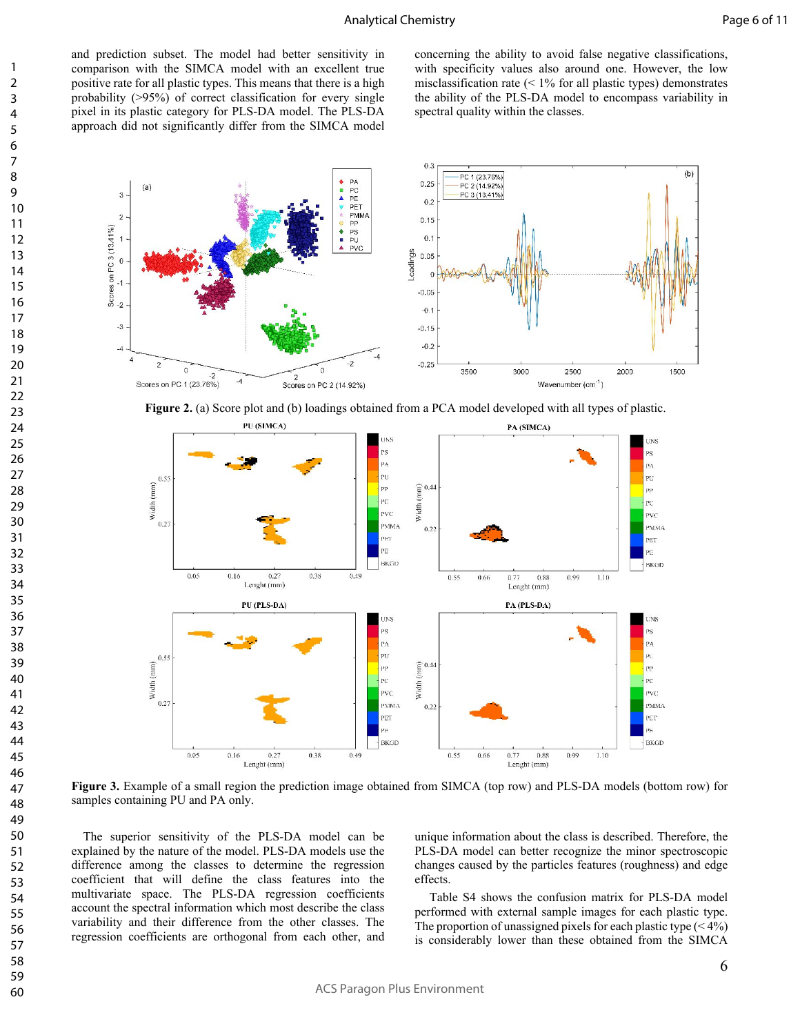and prediction subset. The model had better sensitivity in comparison with the SIMCA model with an excellent true positive rate for all plastic types. This means that there is a high probability (>95%) of correct classification for every single pixel in its plastic category for PLS-DA model. The PLS-DA approach did not significantly differ from the SIMCA model concerning the ability to avoid false negative classifications, with specificity values also around one. However, the low misclassification rate (< 1% for all plastic types) demonstrates the ability of the PLS-DA model to encompass variability in spectral quality within the classes.

**Figure 2.** (a) Score plot and (b) loadings obtained from a PCA model developed with all types of plastic.

**Figure 3.** Example of a small region the prediction image obtained from SIMCA (top row) and PLS-DA models (bottom row) for samples containing PU and PA only.

The superior sensitivity of the PLS-DA model can be explained by the nature of the model. PLS-DA models use the difference among the classes to determine the regression coefficient that will define the class features into the multivariate space. The PLS-DA regression coefficients account the spectral information which most describe the class variability and their difference from the other classes. The regression coefficients are orthogonal from each other, and unique information about the class is described. Therefore, the PLS-DA model can better recognize the minor spectroscopic changes caused by the particles features (roughness) and edge effects.

Table S4 shows the confusion matrix for PLS-DA model performed with external sample images for each plastic type. The proportion of unassigned pixels for each plastic type (< 4%) is considerably lower than these obtained from the SIMCA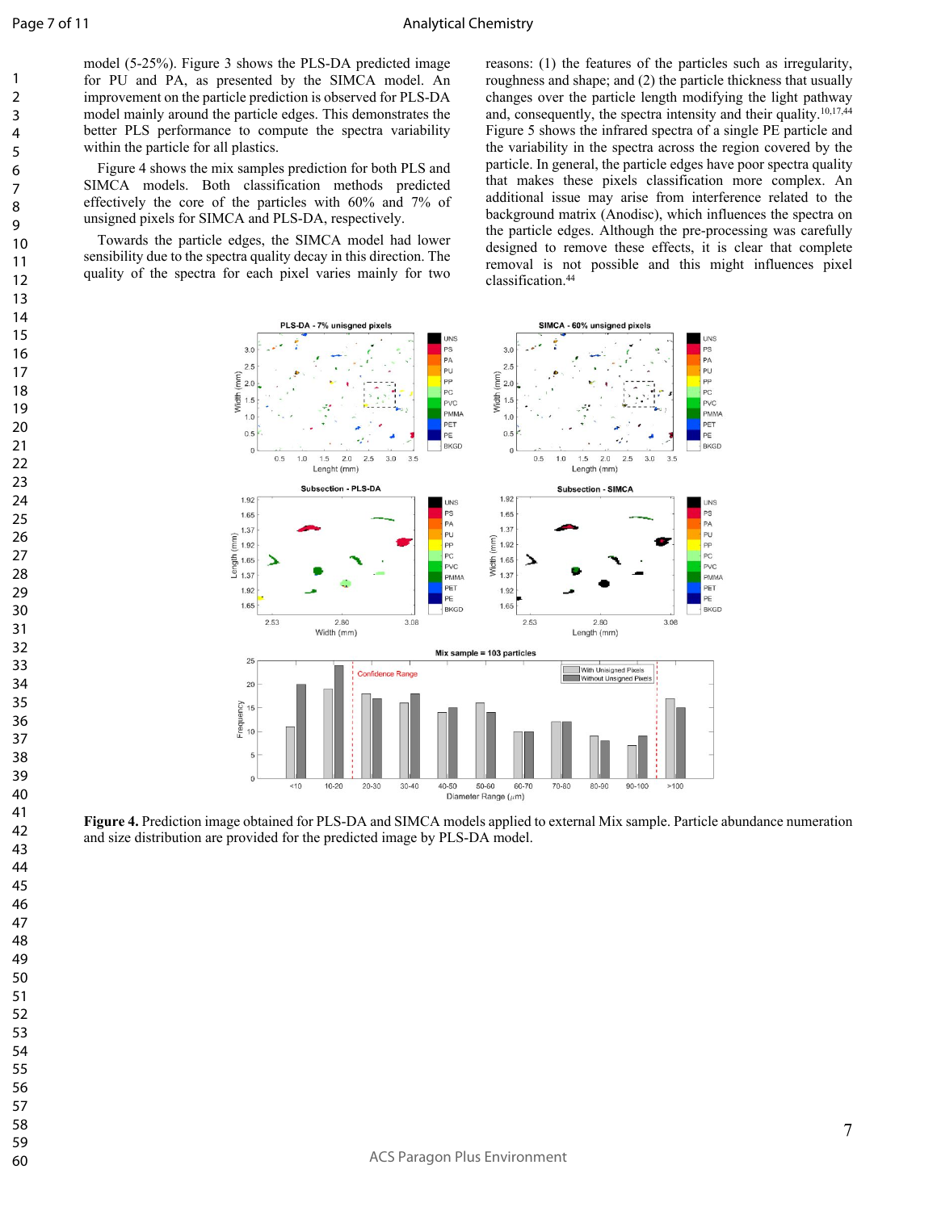model (5-25%). Figure 3 shows the PLS-DA predicted image for PU and PA, as presented by the SIMCA model. An improvement on the particle prediction is observed for PLS-DA model mainly around the particle edges. This demonstrates the better PLS performance to compute the spectra variability within the particle for all plastics.

Figure 4 shows the mix samples prediction for both PLS and SIMCA models. Both classification methods predicted effectively the core of the particles with 60% and 7% of unsigned pixels for SIMCA and PLS-DA, respectively.

Towards the particle edges, the SIMCA model had lower sensibility due to the spectra quality decay in this direction. The quality of the spectra for each pixel varies mainly for two reasons: (1) the features of the particles such as irregularity, roughness and shape; and (2) the particle thickness that usually changes over the particle length modifying the light pathway and, consequently, the spectra intensity and their quality.[10,17,44] Figure 5 shows the infrared spectra of a single PE particle and the variability in the spectra across the region covered by the particle. In general, the particle edges have poor spectra quality that makes these pixels classification more complex. An additional issue may arise from interference related to the background matrix (Anodisc), which influences the spectra on the particle edges. Although the pre-processing was carefully designed to remove these effects, it is clear that complete removal is not possible and this might influences pixel classification.[44]

**Figure 4.** Prediction image obtained for PLS-DA and SIMCA models applied to external Mix sample. Particle abundance numeration and size distribution are provided for the predicted image by PLS-DA model.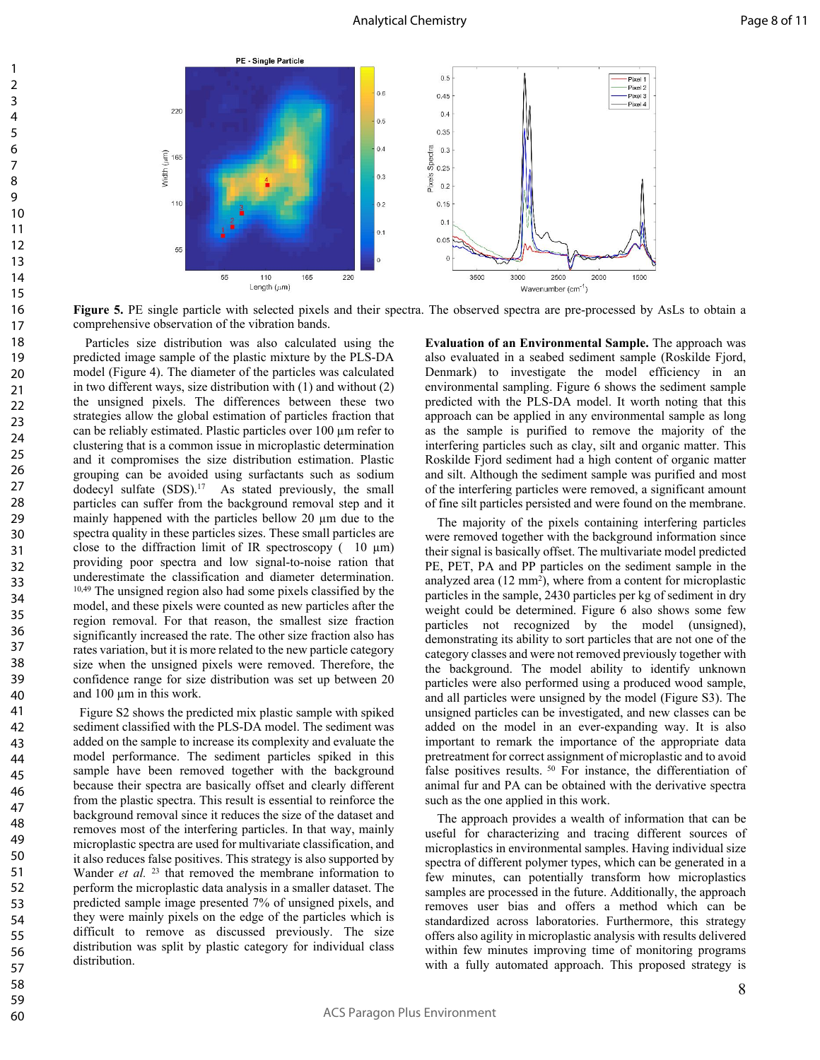**Figure 5.** PE single particle with selected pixels and their spectra. The observed spectra are pre-processed by AsLs to obtain a comprehensive observation of the vibration bands.

Particles size distribution was also calculated using the predicted image sample of the plastic mixture by the PLS-DA model (Figure 4). The diameter of the particles was calculated in two different ways, size distribution with (1) and without (2) the unsigned pixels. The differences between these two strategies allow the global estimation of particles fraction that can be reliably estimated. Plastic particles over 100 µm refer to clustering that is a common issue in microplastic determination and it compromises the size distribution estimation. Plastic grouping can be avoided using surfactants such as sodium dodecyl sulfate (SDS).[17] As stated previously, the small particles can suffer from the background removal step and it mainly happened with the particles bellow 20 µm due to the spectra quality in these particles sizes. These small particles are close to the diffraction limit of IR spectroscopy ( 10 µm) providing poor spectra and low signal-to-noise ration that underestimate the classification and diameter determination.[10,49] The unsigned region also had some pixels classified by the model, and these pixels were counted as new particles after the region removal. For that reason, the smallest size fraction significantly increased the rate. The other size fraction also has rates variation, but it is more related to the new particle category size when the unsigned pixels were removed. Therefore, the confidence range for size distribution was set up between 20 and 100 µm in this work.

Figure S2 shows the predicted mix plastic sample with spiked sediment classified with the PLS-DA model. The sediment was added on the sample to increase its complexity and evaluate the model performance. The sediment particles spiked in this sample have been removed together with the background because their spectra are basically offset and clearly different from the plastic spectra. This result is essential to reinforce the background removal since it reduces the size of the dataset and removes most of the interfering particles. In that way, mainly microplastic spectra are used for multivariate classification, and it also reduces false positives. This strategy is also supported by Wander *et al.* [23] that removed the membrane information to perform the microplastic data analysis in a smaller dataset. The predicted sample image presented 7% of unsigned pixels, and they were mainly pixels on the edge of the particles which is difficult to remove as discussed previously. The size distribution was split by plastic category for individual class distribution.

**Evaluation of an Environmental Sample.** The approach was also evaluated in a seabed sediment sample (Roskilde Fjord, Denmark) to investigate the model efficiency in an environmental sampling. Figure 6 shows the sediment sample predicted with the PLS-DA model. It worth noting that this approach can be applied in any environmental sample as long as the sample is purified to remove the majority of the interfering particles such as clay, silt and organic matter. This Roskilde Fjord sediment had a high content of organic matter and silt. Although the sediment sample was purified and most of the interfering particles were removed, a significant amount of fine silt particles persisted and were found on the membrane.

The majority of the pixels containing interfering particles were removed together with the background information since their signal is basically offset. The multivariate model predicted PE, PET, PA and PP particles on the sediment sample in the analyzed area (12 mm$^2$), where from a content for microplastic particles in the sample, 2430 particles per kg of sediment in dry weight could be determined. Figure 6 also shows some few particles not recognized by the model (unsigned), demonstrating its ability to sort particles that are not one of the category classes and were not removed previously together with the background. The model ability to identify unknown particles were also performed using a produced wood sample, and all particles were unsigned by the model (Figure S3). The unsigned particles can be investigated, and new classes can be added on the model in an ever-expanding way. It is also important to remark the importance of the appropriate data pretreatment for correct assignment of microplastic and to avoid false positives results.[50] For instance, the differentiation of animal fur and PA can be obtained with the derivative spectra such as the one applied in this work.

The approach provides a wealth of information that can be useful for characterizing and tracing different sources of microplastics in environmental samples. Having individual size spectra of different polymer types, which can be generated in a few minutes, can potentially transform how microplastics samples are processed in the future. Additionally, the approach removes user bias and offers a method which can be standardized across laboratories. Furthermore, this strategy offers also agility in microplastic analysis with results delivered within few minutes improving time of monitoring programs with a fully automated approach. This proposed strategy is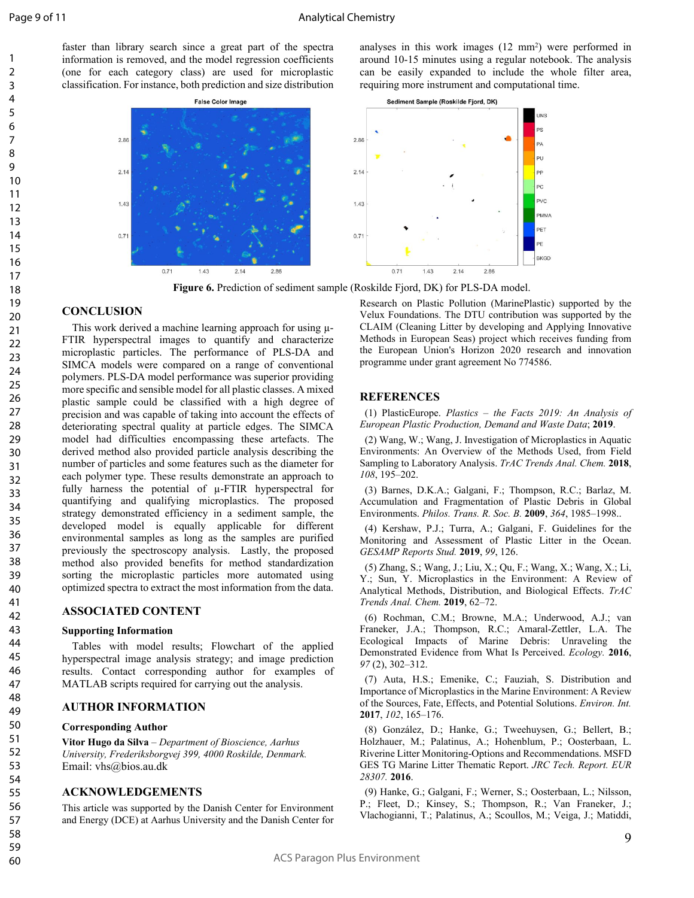faster than library search since a great part of the spectra information is removed, and the model regression coefficients (one for each category class) are used for microplastic classification. For instance, both prediction and size distribution analyses in this work images (12 mm$^2$) were performed in around 10-15 minutes using a regular notebook. The analysis can be easily expanded to include the whole filter area, requiring more instrument and computational time.

**Figure 6.** Prediction of sediment sample (Roskilde Fjord, DK) for PLS-DA model.

## CONCLUSION

This work derived a machine learning approach for using μ-FTIR hyperspectral images to quantify and characterize microplastic particles. The performance of PLS-DA and SIMCA models were compared on a range of conventional polymers. PLS-DA model performance was superior providing more specific and sensible model for all plastic classes. A mixed plastic sample could be classified with a high degree of precision and was capable of taking into account the effects of deteriorating spectral quality at particle edges. The SIMCA model had difficulties encompassing these artefacts. The derived method also provided particle analysis describing the number of particles and some features such as the diameter for each polymer type. These results demonstrate an approach to fully harness the potential of μ-FTIR hyperspectral for quantifying and qualifying microplastics. The proposed strategy demonstrated efficiency in a sediment sample, the developed model is equally applicable for different environmental samples as long as the samples are purified previously the spectroscopy analysis. Lastly, the proposed method also provided benefits for method standardization sorting the microplastic particles more automated using optimized spectra to extract the most information from the data.

## ASSOCIATED CONTENT

### Supporting Information

Tables with model results; Flowchart of the applied hyperspectral image analysis strategy; and image prediction results. Contact corresponding author for examples of MATLAB scripts required for carrying out the analysis.

## AUTHOR INFORMATION

### Corresponding Author

**Vitor Hugo da Silva** – *Department of Bioscience, Aarhus University, Frederiksborgvej 399, 4000 Roskilde, Denmark.* Email: vhs@bios.au.dk

## ACKNOWLEDGEMENTS

This article was supported by the Danish Center for Environment and Energy (DCE) at Aarhus University and the Danish Center for Research on Plastic Pollution (MarinePlastic) supported by the Velux Foundations. The DTU contribution was supported by the CLAIM (Cleaning Litter by developing and Applying Innovative Methods in European Seas) project which receives funding from the European Union's Horizon 2020 research and innovation programme under grant agreement No 774586.

## REFERENCES

(1) PlasticEurope. *Plastics – the Facts 2019: An Analysis of European Plastic Production, Demand and Waste Data*; **2019**.

(2) Wang, W.; Wang, J. Investigation of Microplastics in Aquatic Environments: An Overview of the Methods Used, from Field Sampling to Laboratory Analysis. *TrAC Trends Anal. Chem.* **2018**, *108*, 195–202.

(3) Barnes, D.K.A.; Galgani, F.; Thompson, R.C.; Barlaz, M. Accumulation and Fragmentation of Plastic Debris in Global Environments. *Philos. Trans. R. Soc. B.* **2009**, *364*, 1985–1998..

(4) Kershaw, P.J.; Turra, A.; Galgani, F. Guidelines for the Monitoring and Assessment of Plastic Litter in the Ocean. *GESAMP Reports Stud.* **2019**, *99*, 126.

(5) Zhang, S.; Wang, J.; Liu, X.; Qu, F.; Wang, X.; Wang, X.; Li, Y.; Sun, Y. Microplastics in the Environment: A Review of Analytical Methods, Distribution, and Biological Effects. *TrAC Trends Anal. Chem.* **2019**, 62–72.

(6) Rochman, C.M.; Browne, M.A.; Underwood, A.J.; van Franeker, J.A.; Thompson, R.C.; Amaral-Zettler, L.A. The Ecological Impacts of Marine Debris: Unraveling the Demonstrated Evidence from What Is Perceived. *Ecology.* **2016**, *97* (2), 302–312.

(7) Auta, H.S.; Emenike, C.; Fauziah, S. Distribution and Importance of Microplastics in the Marine Environment: A Review of the Sources, Fate, Effects, and Potential Solutions. *Environ. Int.* **2017**, *102*, 165–176.

(8) González, D.; Hanke, G.; Tweehuysen, G.; Bellert, B.; Holzhauer, M.; Palatinus, A.; Hohenblum, P.; Oosterbaan, L. Riverine Litter Monitoring-Options and Recommendations. MSFD GES TG Marine Litter Thematic Report. *JRC Tech. Report. EUR 28307.* **2016**.

(9) Hanke, G.; Galgani, F.; Werner, S.; Oosterbaan, L.; Nilsson, P.; Fleet, D.; Kinsey, S.; Thompson, R.; Van Franeker, J.; Vlachogianni, T.; Palatinus, A.; Scoullos, M.; Veiga, J.; Matiddi,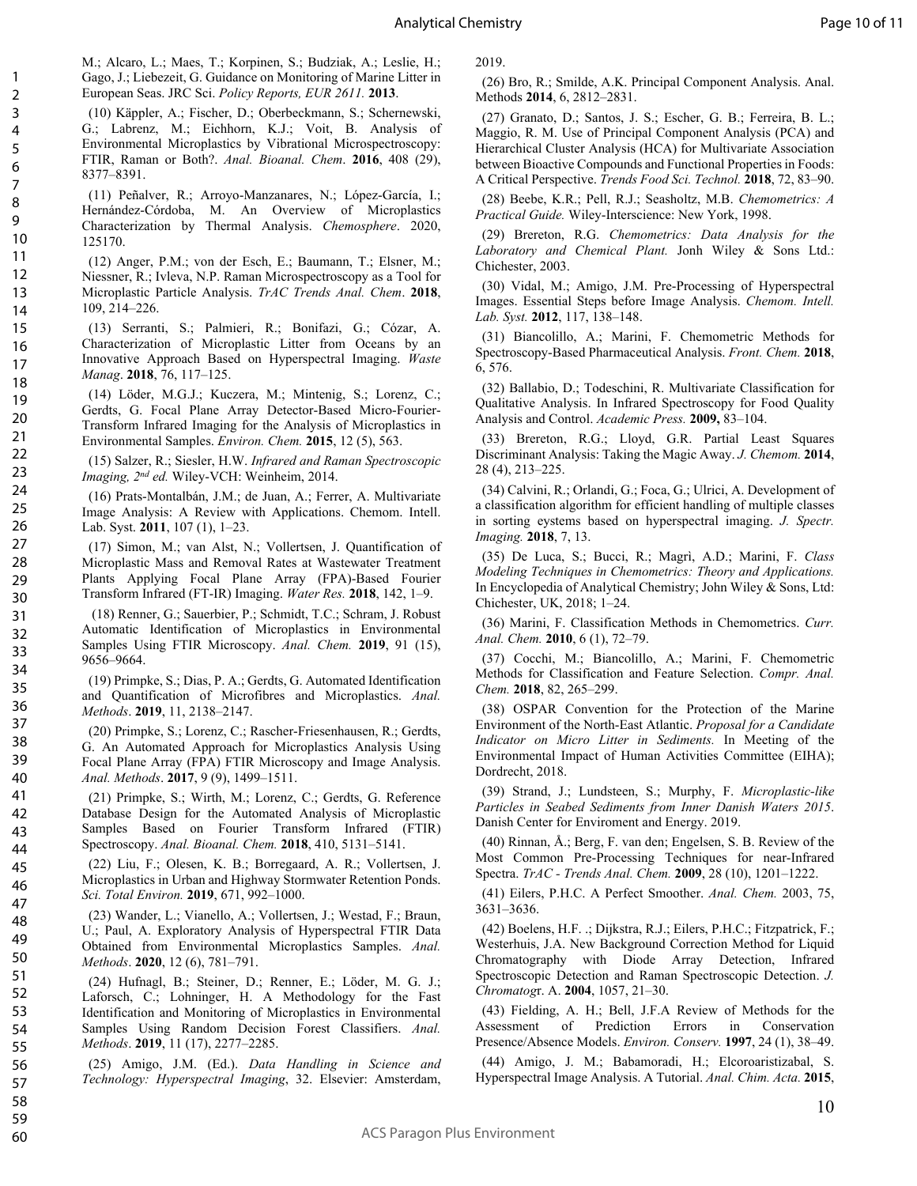M.; Alcaro, L.; Maes, T.; Korpinen, S.; Budziak, A.; Leslie, H.; Gago, J.; Liebezeit, G. Guidance on Monitoring of Marine Litter in European Seas. JRC Sci. *Policy Reports, EUR 2611.* **2013**.

(10) Käppler, A.; Fischer, D.; Oberbeckmann, S.; Schernewski, G.; Labrenz, M.; Eichhorn, K.J.; Voit, B. Analysis of Environmental Microplastics by Vibrational Microspectroscopy: FTIR, Raman or Both?. *Anal. Bioanal. Chem*. **2016**, 408 (29), 8377–8391.

(11) Peñalver, R.; Arroyo-Manzanares, N.; López-García, I.; Hernández-Córdoba, M. An Overview of Microplastics Characterization by Thermal Analysis. *Chemosphere*. 2020, 125170.

(12) Anger, P.M.; von der Esch, E.; Baumann, T.; Elsner, M.; Niessner, R.; Ivleva, N.P. Raman Microspectroscopy as a Tool for Microplastic Particle Analysis. *TrAC Trends Anal. Chem*. **2018**, 109, 214–226.

(13) Serranti, S.; Palmieri, R.; Bonifazi, G.; Cózar, A. Characterization of Microplastic Litter from Oceans by an Innovative Approach Based on Hyperspectral Imaging. *Waste Manag*. **2018**, 76, 117–125.

(14) Löder, M.G.J.; Kuczera, M.; Mintenig, S.; Lorenz, C.; Gerdts, G. Focal Plane Array Detector-Based Micro-Fourier-Transform Infrared Imaging for the Analysis of Microplastics in Environmental Samples. *Environ. Chem.* **2015**, 12 (5), 563.

(15) Salzer, R.; Siesler, H.W. *Infrared and Raman Spectroscopic Imaging, 2nd ed.* Wiley-VCH: Weinheim, 2014.

(16) Prats-Montalbán, J.M.; de Juan, A.; Ferrer, A. Multivariate Image Analysis: A Review with Applications. Chemom. Intell. Lab. Syst. **2011**, 107 (1), 1–23.

(17) Simon, M.; van Alst, N.; Vollertsen, J. Quantification of Microplastic Mass and Removal Rates at Wastewater Treatment Plants Applying Focal Plane Array (FPA)-Based Fourier Transform Infrared (FT-IR) Imaging. *Water Res.* **2018**, 142, 1–9.

(18) Renner, G.; Sauerbier, P.; Schmidt, T.C.; Schram, J. Robust Automatic Identification of Microplastics in Environmental Samples Using FTIR Microscopy. *Anal. Chem.* **2019**, 91 (15), 9656–9664.

(19) Primpke, S.; Dias, P. A.; Gerdts, G. Automated Identification and Quantification of Microfibres and Microplastics. *Anal. Methods*. **2019**, 11, 2138–2147.

(20) Primpke, S.; Lorenz, C.; Rascher-Friesenhausen, R.; Gerdts, G. An Automated Approach for Microplastics Analysis Using Focal Plane Array (FPA) FTIR Microscopy and Image Analysis. *Anal. Methods*. **2017**, 9 (9), 1499–1511.

(21) Primpke, S.; Wirth, M.; Lorenz, C.; Gerdts, G. Reference Database Design for the Automated Analysis of Microplastic Samples Based on Fourier Transform Infrared (FTIR) Spectroscopy. *Anal. Bioanal. Chem.* **2018**, 410, 5131–5141.

(22) Liu, F.; Olesen, K. B.; Borregaard, A. R.; Vollertsen, J. Microplastics in Urban and Highway Stormwater Retention Ponds. *Sci. Total Environ.* **2019**, 671, 992–1000.

(23) Wander, L.; Vianello, A.; Vollertsen, J.; Westad, F.; Braun, U.; Paul, A. Exploratory Analysis of Hyperspectral FTIR Data Obtained from Environmental Microplastics Samples. *Anal. Methods*. **2020**, 12 (6), 781–791.

(24) Hufnagl, B.; Steiner, D.; Renner, E.; Löder, M. G. J.; Laforsch, C.; Lohninger, H. A Methodology for the Fast Identification and Monitoring of Microplastics in Environmental Samples Using Random Decision Forest Classifiers. *Anal. Methods*. **2019**, 11 (17), 2277–2285.

(25) Amigo, J.M. (Ed.). *Data Handling in Science and Technology: Hyperspectral Imaging*, 32. Elsevier: Amsterdam, 2019.

(26) Bro, R.; Smilde, A.K. Principal Component Analysis. Anal. Methods **2014**, 6, 2812–2831.

(27) Granato, D.; Santos, J. S.; Escher, G. B.; Ferreira, B. L.; Maggio, R. M. Use of Principal Component Analysis (PCA) and Hierarchical Cluster Analysis (HCA) for Multivariate Association between Bioactive Compounds and Functional Properties in Foods: A Critical Perspective. *Trends Food Sci. Technol.* **2018**, 72, 83–90.

(28) Beebe, K.R.; Pell, R.J.; Seasholtz, M.B. *Chemometrics: A Practical Guide.* Wiley-Interscience: New York, 1998.

(29) Brereton, R.G. *Chemometrics: Data Analysis for the Laboratory and Chemical Plant.* Jonh Wiley & Sons Ltd.: Chichester, 2003.

(30) Vidal, M.; Amigo, J.M. Pre-Processing of Hyperspectral Images. Essential Steps before Image Analysis. *Chemom. Intell. Lab. Syst.* **2012**, 117, 138–148.

(31) Biancolillo, A.; Marini, F. Chemometric Methods for Spectroscopy-Based Pharmaceutical Analysis. *Front. Chem.* **2018**, 6, 576.

(32) Ballabio, D.; Todeschini, R. Multivariate Classification for Qualitative Analysis. In Infrared Spectroscopy for Food Quality Analysis and Control. *Academic Press.* **2009,** 83–104.

(33) Brereton, R.G.; Lloyd, G.R. Partial Least Squares Discriminant Analysis: Taking the Magic Away. *J. Chemom.* **2014**, 28 (4), 213–225.

(34) Calvini, R.; Orlandi, G.; Foca, G.; Ulrici, A. Development of a classification algorithm for efficient handling of multiple classes in sorting eystems based on hyperspectral imaging. *J. Spectr. Imaging.* **2018**, 7, 13.

(35) De Luca, S.; Bucci, R.; Magrì, A.D.; Marini, F. *Class Modeling Techniques in Chemometrics: Theory and Applications.* In Encyclopedia of Analytical Chemistry; John Wiley & Sons, Ltd: Chichester, UK, 2018; 1–24.

(36) Marini, F. Classification Methods in Chemometrics. *Curr. Anal. Chem.* **2010**, 6 (1), 72–79.

(37) Cocchi, M.; Biancolillo, A.; Marini, F. Chemometric Methods for Classification and Feature Selection. *Compr. Anal. Chem.* **2018**, 82, 265–299.

(38) OSPAR Convention for the Protection of the Marine Environment of the North-East Atlantic. *Proposal for a Candidate Indicator on Micro Litter in Sediments.* In Meeting of the Environmental Impact of Human Activities Committee (EIHA); Dordrecht, 2018.

(39) Strand, J.; Lundsteen, S.; Murphy, F. *Microplastic-like Particles in Seabed Sediments from Inner Danish Waters 2015*. Danish Center for Enviroment and Energy. 2019.

(40) Rinnan, Å.; Berg, F. van den; Engelsen, S. B. Review of the Most Common Pre-Processing Techniques for near-Infrared Spectra. *TrAC - Trends Anal. Chem.* **2009**, 28 (10), 1201–1222.

(41) Eilers, P.H.C. A Perfect Smoother. *Anal. Chem.* 2003, 75, 3631–3636.

(42) Boelens, H.F. .; Dijkstra, R.J.; Eilers, P.H.C.; Fitzpatrick, F.; Westerhuis, J.A. New Background Correction Method for Liquid Chromatography with Diode Array Detection, Infrared Spectroscopic Detection and Raman Spectroscopic Detection. *J. Chromatog*r. A. **2004**, 1057, 21–30.

(43) Fielding, A. H.; Bell, J.F.A Review of Methods for the Assessment of Prediction Errors in Conservation Presence/Absence Models. *Environ. Conserv.* **1997**, 24 (1), 38–49.

(44) Amigo, J. M.; Babamoradi, H.; Elcoroaristizabal, S. Hyperspectral Image Analysis. A Tutorial. *Anal. Chim. Acta.* **2015**,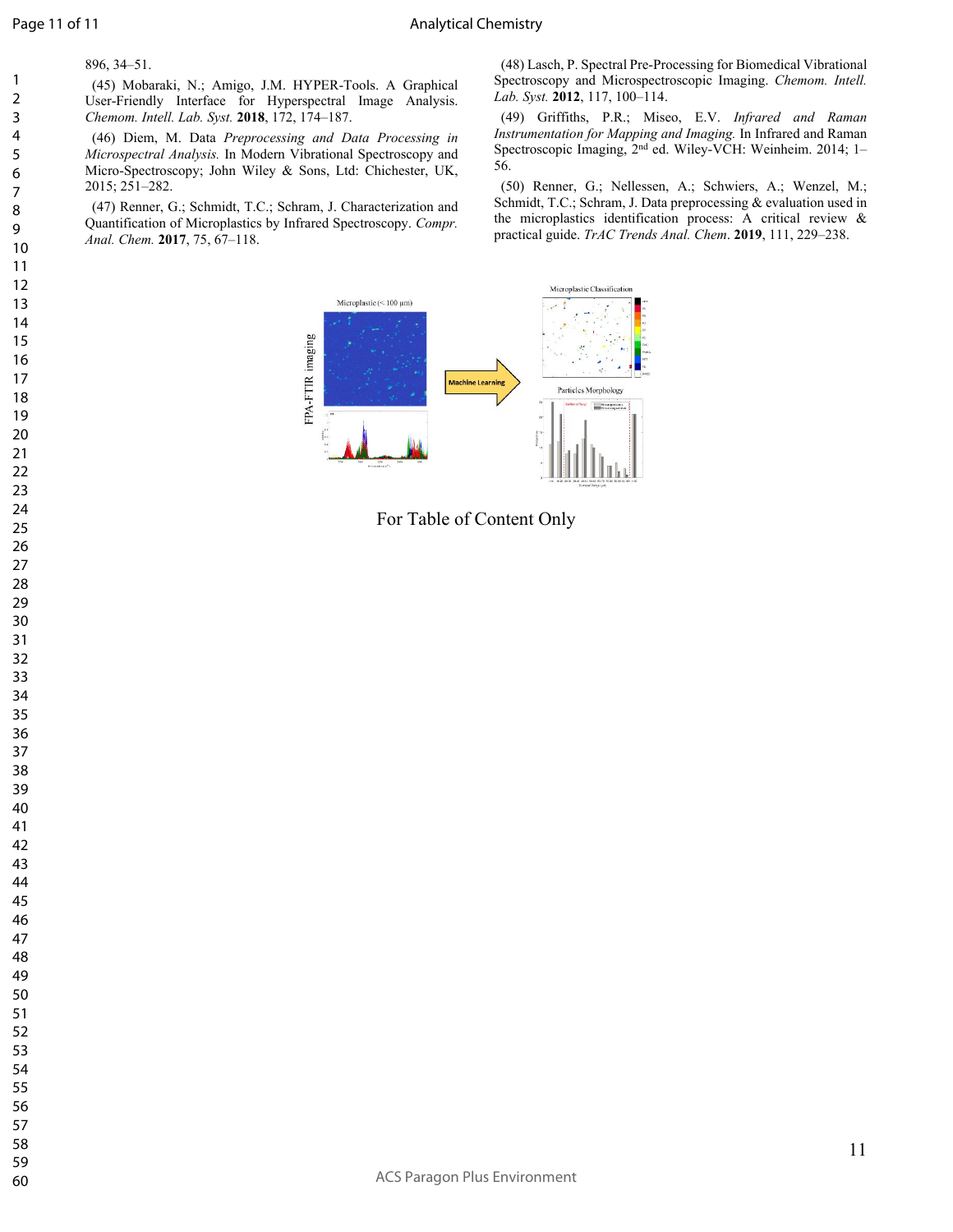896, 34–51.

(45) Mobaraki, N.; Amigo, J.M. HYPER-Tools. A Graphical User-Friendly Interface for Hyperspectral Image Analysis. *Chemom. Intell. Lab. Syst.* **2018**, 172, 174–187.

(46) Diem, M. Data *Preprocessing and Data Processing in Microspectral Analysis.* In Modern Vibrational Spectroscopy and Micro-Spectroscopy; John Wiley & Sons, Ltd: Chichester, UK, 2015; 251–282.

(47) Renner, G.; Schmidt, T.C.; Schram, J. Characterization and Quantification of Microplastics by Infrared Spectroscopy. *Compr. Anal. Chem.* **2017**, 75, 67–118.

(48) Lasch, P. Spectral Pre-Processing for Biomedical Vibrational Spectroscopy and Microspectroscopic Imaging. *Chemom. Intell. Lab. Syst.* **2012**, 117, 100–114.

(49) Griffiths, P.R.; Miseo, E.V. *Infrared and Raman Instrumentation for Mapping and Imaging.* In Infrared and Raman Spectroscopic Imaging, 2nd ed. Wiley-VCH: Weinheim. 2014; 1–56.

(50) Renner, G.; Nellessen, A.; Schwiers, A.; Wenzel, M.; Schmidt, T.C.; Schram, J. Data preprocessing & evaluation used in the microplastics identification process: A critical review & practical guide. *TrAC Trends Anal. Chem*. **2019**, 111, 229–238.

FPA-FTIR imaging

Microplastic (< 100 µm)

Machine Learning

Microplastic Classification

Particles Morphology

For Table of Content Only